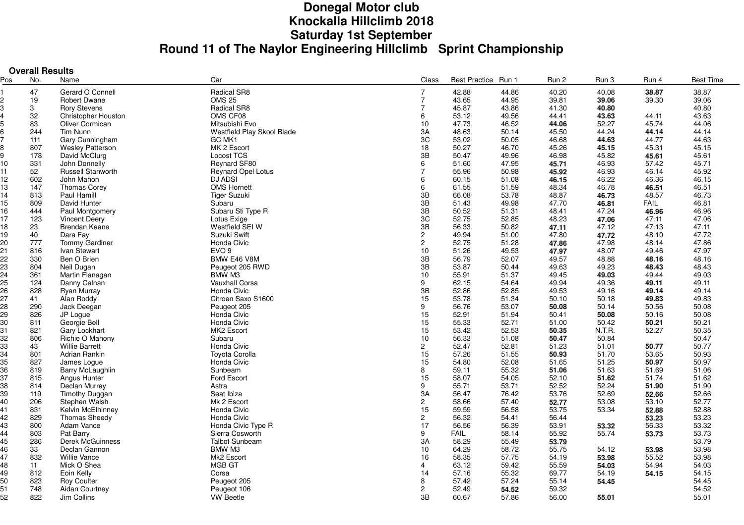# Donegal Motor club
# Knockalla Hillclimb 2018
# Saturday 1st September
# Round 11 of The Naylor Engineering Hillclimb Sprint Championship

**Overall Results**

| Pos | No. | Name | Car | Class | Best Practice | Run 1 | Run 2 | Run 3 | Run 4 | Best Time |
|---|---|---|---|---|---|---|---|---|---|---|
| 1 | 47 | Gerard O Connell | Radical SR8 | 7 | 42.88 | 44.86 | 40.20 | 40.08 | **38.87** | 38.87 |
| 2 | 19 | Robert Dwane | OMS 25 | 7 | 43.65 | 44.95 | 39.81 | **39.06** | 39.30 | 39.06 |
| 3 | 3 | Rory Stevens | Radical SR8 | 7 | 45.87 | 43.86 | 41.30 | **40.80** | | 40.80 |
| 4 | 32 | Christopher Houston | OMS CF08 | 6 | 53.12 | 49.56 | 44.41 | **43.63** | 44.11 | 43.63 |
| 5 | 83 | Oliver Cormican | Mitsubishi Evo | 10 | 47.73 | 46.52 | **44.06** | 52.27 | 45.74 | 44.06 |
| 6 | 244 | Tim Nunn | Westfield Play Skool Blade | 3A | 48.63 | 50.14 | 45.50 | 44.24 | **44.14** | 44.14 |
| 7 | 111 | Gary Cunningham | GC MK1 | 3C | 53.02 | 50.05 | 46.68 | **44.63** | 44.77 | 44.63 |
| 8 | 807 | Wesley Patterson | MK 2 Escort | 18 | 50.27 | 46.70 | 45.26 | **45.15** | 45.31 | 45.15 |
| 9 | 178 | David McClurg | Locost TCS | 3B | 50.47 | 49.96 | 46.98 | 45.82 | **45.61** | 45.61 |
| 10 | 331 | John Donnelly | Reynard SF80 | 6 | 51.60 | 47.95 | **45.71** | 46.93 | 57.42 | 45.71 |
| 11 | 52 | Russell Stanworth | Reynard Opel Lotus | 7 | 55.96 | 50.98 | **45.92** | 46.93 | 46.14 | 45.92 |
| 12 | 602 | John Mahon | DJ ADSI | 6 | 60.15 | 51.08 | **46.15** | 46.22 | 46.36 | 46.15 |
| 13 | 147 | Thomas Corey | OMS Hornett | 6 | 61.55 | 51.59 | 48.34 | 46.78 | **46.51** | 46.51 |
| 14 | 813 | Paul Hamill | Tiger Suzuki | 3B | 66.08 | 53.78 | 48.87 | **46.73** | 48.57 | 46.73 |
| 15 | 809 | David Hunter | Subaru | 3B | 51.43 | 49.98 | 47.70 | **46.81** | FAIL | 46.81 |
| 16 | 444 | Paul Montgomery | Subaru Sti Type R | 3B | 50.52 | 51.31 | 48.41 | 47.24 | **46.96** | 46.96 |
| 17 | 123 | Vincent Deery | Lotus Exige | 3C | 52.75 | 52.85 | 48.23 | **47.06** | 47.11 | 47.06 |
| 18 | 23 | Brendan Keane | Westfield SEI W | 3B | 56.33 | 50.82 | **47.11** | 47.12 | 47.13 | 47.11 |
| 19 | 40 | Dara Fay | Suzuki Swift | 2 | 49.94 | 51.00 | 47.80 | **47.72** | 48.10 | 47.72 |
| 20 | 777 | Tommy Gardiner | Honda Civic | 2 | 52.75 | 51.28 | **47.86** | 47.98 | 48.14 | 47.86 |
| 21 | 816 | Ivan Stewart | EVO 9 | 10 | 51.26 | 49.53 | **47.97** | 48.07 | 49.46 | 47.97 |
| 22 | 330 | Ben O Brien | BMW E46 V8M | 3B | 56.79 | 52.07 | 49.57 | 48.88 | **48.16** | 48.16 |
| 23 | 804 | Neil Dugan | Peugeot 205 RWD | 3B | 53.87 | 50.44 | 49.63 | 49.23 | **48.43** | 48.43 |
| 24 | 361 | Martin Flanagan | BMW M3 | 10 | 55.91 | 51.37 | 49.45 | **49.03** | 49.44 | 49.03 |
| 25 | 124 | Danny Calnan | Vauxhall Corsa | 9 | 62.15 | 54.64 | 49.94 | 49.36 | **49.11** | 49.11 |
| 26 | 828 | Ryan Murray | Honda Civic | 3B | 52.86 | 52.85 | 49.53 | 49.16 | **49.14** | 49.14 |
| 27 | 41 | Alan Roddy | Citroen Saxo S1600 | 15 | 53.78 | 51.34 | 50.10 | 50.18 | **49.83** | 49.83 |
| 28 | 290 | Jack Deegan | Peugeot 205 | 9 | 56.76 | 53.07 | **50.08** | 50.14 | 50.56 | 50.08 |
| 29 | 826 | JP Logue | Honda Civic | 15 | 52.91 | 51.94 | 50.41 | **50.08** | 50.16 | 50.08 |
| 30 | 811 | Georgie Bell | Honda Civic | 15 | 55.33 | 52.71 | 51.00 | 50.42 | **50.21** | 50.21 |
| 31 | 821 | Gary Lockhart | MK2 Escort | 15 | 53.42 | 52.53 | **50.35** | N.T.R. | 52.27 | 50.35 |
| 32 | 806 | Richie O Mahony | Subaru | 10 | 56.33 | 51.08 | **50.47** | 50.84 | | 50.47 |
| 33 | 43 | Willie Barrett | Honda Civic | 2 | 52.47 | 52.81 | 51.23 | 51.01 | **50.77** | 50.77 |
| 34 | 801 | Adrian Rankin | Toyota Corolla | 15 | 57.26 | 51.55 | **50.93** | 51.70 | 53.65 | 50.93 |
| 35 | 827 | James Logue | Honda Civic | 15 | 54.80 | 52.08 | 51.65 | 51.25 | **50.97** | 50.97 |
| 36 | 819 | Barry McLaughlin | Sunbeam | 8 | 59.11 | 55.32 | **51.06** | 51.63 | 51.69 | 51.06 |
| 37 | 815 | Angus Hunter | Ford Escort | 15 | 58.07 | 54.05 | 52.10 | **51.62** | 51.74 | 51.62 |
| 38 | 814 | Declan Murray | Astra | 9 | 55.71 | 53.71 | 52.52 | 52.24 | **51.90** | 51.90 |
| 39 | 119 | Timothy Duggan | Seat Ibiza | 3A | 56.47 | 76.42 | 53.76 | 52.69 | **52.66** | 52.66 |
| 40 | 206 | Stephen Walsh | Mk 2 Escort | 2 | 58.66 | 57.40 | **52.77** | 53.08 | 53.10 | 52.77 |
| 41 | 831 | Kelvin McElhinney | Honda Civic | 15 | 59.59 | 56.58 | 53.75 | 53.34 | **52.88** | 52.88 |
| 42 | 829 | Thomas Sheedy | Honda Civic | 2 | 56.32 | 54.41 | 56.44 | | **53.23** | 53.23 |
| 43 | 800 | Adam Vance | Honda Civic Type R | 17 | 56.56 | 56.39 | 53.91 | **53.32** | 56.33 | 53.32 |
| 44 | 803 | Pat Barry | Sierra Cosworth | 9 | FAIL | 58.14 | 55.92 | 55.74 | **53.73** | 53.73 |
| 45 | 286 | Derek McGuinness | Talbot Sunbeam | 3A | 58.29 | 55.49 | **53.79** | | | 53.79 |
| 46 | 33 | Declan Gannon | BMW M3 | 10 | 64.29 | 58.72 | 55.75 | 54.12 | **53.98** | 53.98 |
| 47 | 832 | Willie Vance | Mk2 Escort | 16 | 58.35 | 57.75 | 54.19 | **53.98** | 55.52 | 53.98 |
| 48 | 11 | Mick O Shea | MGB GT | 4 | 63.12 | 59.42 | 55.59 | **54.03** | 54.94 | 54.03 |
| 49 | 812 | Eoin Kelly | Corsa | 14 | 57.16 | 55.32 | 69.77 | 54.19 | **54.15** | 54.15 |
| 50 | 823 | Roy Coulter | Peugeot 205 | 8 | 57.42 | 57.24 | 55.14 | **54.45** | | 54.45 |
| 51 | 748 | Aidan Courtney | Peugeot 106 | 2 | 52.49 | **54.52** | 59.32 | | | 54.52 |
| 52 | 822 | Jim Collins | VW Beetle | 3B | 60.67 | 57.86 | 56.00 | **55.01** | | 55.01 |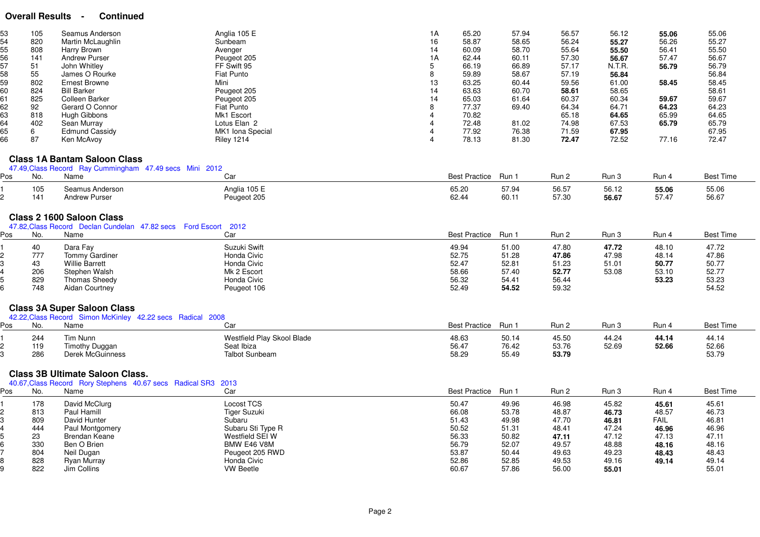**Overall Results - Continued**

| Pos | No. | Name | Car | Class | Best Practice | Run 1 | Run 2 | Run 3 | Run 4 | Best Time |
|---|---|---|---|---|---|---|---|---|---|---|
| 53 | 105 | Seamus Anderson | Anglia 105 E | 1A | 65.20 | 57.94 | 56.57 | 56.12 | **55.06** | 55.06 |
| 54 | 820 | Martin McLaughlin | Sunbeam | 16 | 58.87 | 58.65 | 56.24 | **55.27** | 56.26 | 55.27 |
| 55 | 808 | Harry Brown | Avenger | 14 | 60.09 | 58.70 | 55.64 | **55.50** | 56.41 | 55.50 |
| 56 | 141 | Andrew Purser | Peugeot 205 | 1A | 62.44 | 60.11 | 57.30 | **56.67** | 57.47 | 56.67 |
| 57 | 51 | John Whitley | FF Swift 95 | 5 | 66.19 | 66.89 | 57.17 | N.T.R. | **56.79** | 56.79 |
| 58 | 55 | James O Rourke | Fiat Punto | 8 | 59.89 | 58.67 | 57.19 | **56.84** | | 56.84 |
| 59 | 802 | Ernest Browne | Mini | 13 | 63.25 | 60.44 | 59.56 | 61.00 | **58.45** | 58.45 |
| 60 | 824 | Bill Barker | Peugeot 205 | 14 | 63.63 | 60.70 | **58.61** | 58.65 | | 58.61 |
| 61 | 825 | Colleen Barker | Peugeot 205 | 14 | 65.03 | 61.64 | 60.37 | 60.34 | **59.67** | 59.67 |
| 62 | 92 | Gerard O Connor | Fiat Punto | 8 | 77.37 | 69.40 | 64.34 | 64.71 | **64.23** | 64.23 |
| 63 | 818 | Hugh Gibbons | Mk1 Escort | 4 | 70.82 | | 65.18 | **64.65** | 65.99 | 64.65 |
| 64 | 402 | Sean Murray | Lotus Elan 2 | 4 | 72.48 | 81.02 | 74.98 | 67.53 | **65.79** | 65.79 |
| 65 | 6 | Edmund Cassidy | MK1 Iona Special | 4 | 77.92 | 76.38 | 71.59 | **67.95** | | 67.95 |
| 66 | 87 | Ken McAvoy | Riley 1214 | 4 | 78.13 | 81.30 | **72.47** | 72.52 | 77.16 | 72.47 |

## Class 1A Bantam Saloon Class

47.49,Class Record Ray Cummingham 47.49 secs Mini 2012

| Pos | No. | Name | Car | Best Practice | Run 1 | Run 2 | Run 3 | Run 4 | Best Time |
|---|---|---|---|---|---|---|---|---|---|
| 1 | 105 | Seamus Anderson | Anglia 105 E | 65.20 | 57.94 | 56.57 | 56.12 | **55.06** | 55.06 |
| 2 | 141 | Andrew Purser | Peugeot 205 | 62.44 | 60.11 | 57.30 | **56.67** | 57.47 | 56.67 |

## Class 2 1600 Saloon Class

47.82,Class Record Declan Cundelan 47.82 secs Ford Escort 2012

| Pos | No. | Name | Car | Best Practice | Run 1 | Run 2 | Run 3 | Run 4 | Best Time |
|---|---|---|---|---|---|---|---|---|---|
| 1 | 40 | Dara Fay | Suzuki Swift | 49.94 | 51.00 | 47.80 | **47.72** | 48.10 | 47.72 |
| 2 | 777 | Tommy Gardiner | Honda Civic | 52.75 | 51.28 | **47.86** | 47.98 | 48.14 | 47.86 |
| 3 | 43 | Willie Barrett | Honda Civic | 52.47 | 52.81 | 51.23 | 51.01 | **50.77** | 50.77 |
| 4 | 206 | Stephen Walsh | Mk 2 Escort | 58.66 | 57.40 | **52.77** | 53.08 | 53.10 | 52.77 |
| 5 | 829 | Thomas Sheedy | Honda Civic | 56.32 | 54.41 | 56.44 | | **53.23** | 53.23 |
| 6 | 748 | Aidan Courtney | Peugeot 106 | 52.49 | **54.52** | 59.32 | | | 54.52 |

## Class 3A Super Saloon Class

42.22,Class Record Simon McKinley 42.22 secs Radical 2008

| Pos | No. | Name | Car | Best Practice | Run 1 | Run 2 | Run 3 | Run 4 | Best Time |
|---|---|---|---|---|---|---|---|---|---|
| 1 | 244 | Tim Nunn | Westfield Play Skool Blade | 48.63 | 50.14 | 45.50 | 44.24 | **44.14** | 44.14 |
| 2 | 119 | Timothy Duggan | Seat Ibiza | 56.47 | 76.42 | 53.76 | 52.69 | **52.66** | 52.66 |
| 3 | 286 | Derek McGuinness | Talbot Sunbeam | 58.29 | 55.49 | **53.79** | | | 53.79 |

## Class 3B Ultimate Saloon Class.

40.67,Class Record Rory Stephens 40.67 secs Radical SR3 2013

| Pos | No. | Name | Car | Best Practice | Run 1 | Run 2 | Run 3 | Run 4 | Best Time |
|---|---|---|---|---|---|---|---|---|---|
| 1 | 178 | David McClurg | Locost TCS | 50.47 | 49.96 | 46.98 | 45.82 | **45.61** | 45.61 |
| 2 | 813 | Paul Hamill | Tiger Suzuki | 66.08 | 53.78 | 48.87 | **46.73** | 48.57 | 46.73 |
| 3 | 809 | David Hunter | Subaru | 51.43 | 49.98 | 47.70 | **46.81** | FAIL | 46.81 |
| 4 | 444 | Paul Montgomery | Subaru Sti Type R | 50.52 | 51.31 | 48.41 | 47.24 | **46.96** | 46.96 |
| 5 | 23 | Brendan Keane | Westfield SEI W | 56.33 | 50.82 | **47.11** | 47.12 | 47.13 | 47.11 |
| 6 | 330 | Ben O Brien | BMW E46 V8M | 56.79 | 52.07 | 49.57 | 48.88 | **48.16** | 48.16 |
| 7 | 804 | Neil Dugan | Peugeot 205 RWD | 53.87 | 50.44 | 49.63 | 49.23 | **48.43** | 48.43 |
| 8 | 828 | Ryan Murray | Honda Civic | 52.86 | 52.85 | 49.53 | 49.16 | **49.14** | 49.14 |
| 9 | 822 | Jim Collins | VW Beetle | 60.67 | 57.86 | 56.00 | **55.01** | | 55.01 |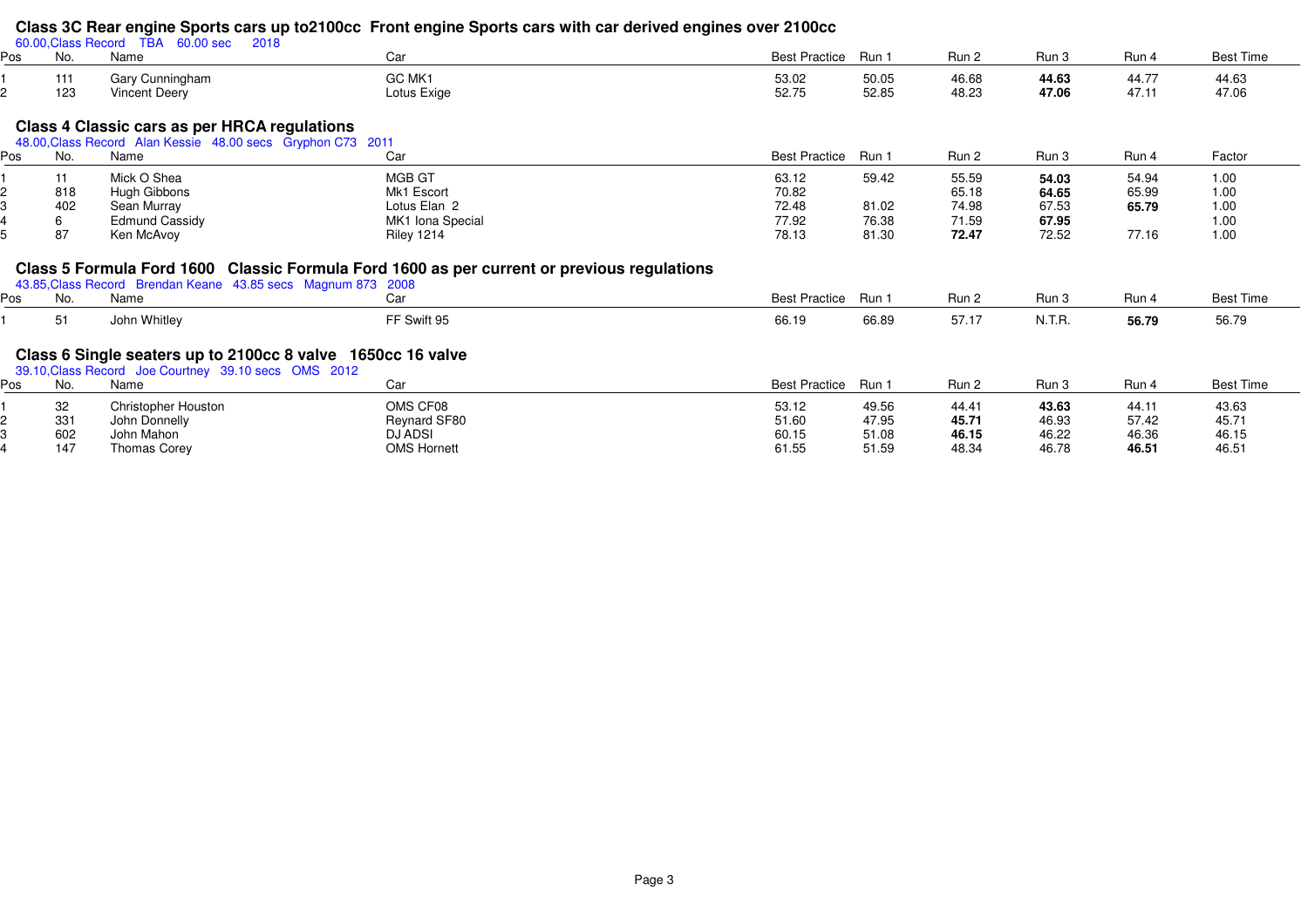## Class 3C Rear engine Sports cars up to2100cc Front engine Sports cars with car derived engines over 2100cc

60.00,Class Record TBA 60.00 sec 2018

| Pos | No. | Name | Car | Best Practice | Run 1 | Run 2 | Run 3 | Run 4 | Best Time |
|---|---|---|---|---|---|---|---|---|---|
| 1 | 111 | Gary Cunningham | GC MK1 | 53.02 | 50.05 | 46.68 | **44.63** | 44.77 | 44.63 |
| 2 | 123 | Vincent Deery | Lotus Exige | 52.75 | 52.85 | 48.23 | **47.06** | 47.11 | 47.06 |

## Class 4 Classic cars as per HRCA regulations

48.00,Class Record Alan Kessie 48.00 secs Gryphon C73 2011

| Pos | No. | Name | Car | Best Practice | Run 1 | Run 2 | Run 3 | Run 4 | Factor |
|---|---|---|---|---|---|---|---|---|---|
| 1 | 11 | Mick O Shea | MGB GT | 63.12 | 59.42 | 55.59 | **54.03** | 54.94 | 1.00 |
| 2 | 818 | Hugh Gibbons | Mk1 Escort | 70.82 | | 65.18 | **64.65** | 65.99 | 1.00 |
| 3 | 402 | Sean Murray | Lotus Elan 2 | 72.48 | 81.02 | 74.98 | 67.53 | **65.79** | 1.00 |
| 4 | 6 | Edmund Cassidy | MK1 Iona Special | 77.92 | 76.38 | 71.59 | **67.95** | | 1.00 |
| 5 | 87 | Ken McAvoy | Riley 1214 | 78.13 | 81.30 | **72.47** | 72.52 | 77.16 | 1.00 |

## Class 5 Formula Ford 1600 Classic Formula Ford 1600 as per current or previous regulations

43.85,Class Record Brendan Keane 43.85 secs Magnum 873 2008

| Pos | No. | Name | Car | Best Practice | Run 1 | Run 2 | Run 3 | Run 4 | Best Time |
|---|---|---|---|---|---|---|---|---|---|
| 1 | 51 | John Whitley | FF Swift 95 | 66.19 | 66.89 | 57.17 | N.T.R. | **56.79** | 56.79 |

## Class 6 Single seaters up to 2100cc 8 valve 1650cc 16 valve

39.10,Class Record Joe Courtney 39.10 secs OMS 2012

| Pos | No. | Name | Car | Best Practice | Run 1 | Run 2 | Run 3 | Run 4 | Best Time |
|---|---|---|---|---|---|---|---|---|---|
| 1 | 32 | Christopher Houston | OMS CF08 | 53.12 | 49.56 | 44.41 | **43.63** | 44.11 | 43.63 |
| 2 | 331 | John Donnelly | Reynard SF80 | 51.60 | 47.95 | **45.71** | 46.93 | 57.42 | 45.71 |
| 3 | 602 | John Mahon | DJ ADSI | 60.15 | 51.08 | **46.15** | 46.22 | 46.36 | 46.15 |
| 4 | 147 | Thomas Corey | OMS Hornett | 61.55 | 51.59 | 48.34 | 46.78 | **46.51** | 46.51 |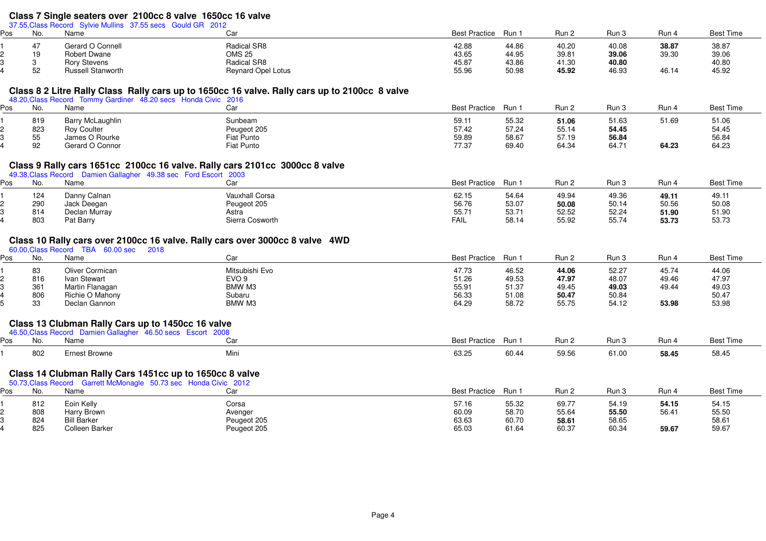## Class 7 Single seaters over 2100cc 8 valve 1650cc 16 valve

37.55,Class Record Sylvie Mullins 37.55 secs Gould GR 2012

| Pos | No. | Name | Car | Best Practice | Run 1 | Run 2 | Run 3 | Run 4 | Best Time |
|---|---|---|---|---|---|---|---|---|---|
| 1 | 47 | Gerard O Connell | Radical SR8 | 42.88 | 44.86 | 40.20 | 40.08 | **38.87** | 38.87 |
| 2 | 19 | Robert Dwane | OMS 25 | 43.65 | 44.95 | 39.81 | **39.06** | 39.30 | 39.06 |
| 3 | 3 | Rory Stevens | Radical SR8 | 45.87 | 43.86 | 41.30 | **40.80** | | 40.80 |
| 4 | 52 | Russell Stanworth | Reynard Opel Lotus | 55.96 | 50.98 | **45.92** | 46.93 | 46.14 | 45.92 |

## Class 8 2 Litre Rally Class Rally cars up to 1650cc 16 valve. Rally cars up to 2100cc 8 valve

48.20,Class Record Tommy Gardiner 48.20 secs Honda Civic 2016

| Pos | No. | Name | Car | Best Practice | Run 1 | Run 2 | Run 3 | Run 4 | Best Time |
|---|---|---|---|---|---|---|---|---|---|
| 1 | 819 | Barry McLaughlin | Sunbeam | 59.11 | 55.32 | **51.06** | 51.63 | 51.69 | 51.06 |
| 2 | 823 | Roy Coulter | Peugeot 205 | 57.42 | 57.24 | 55.14 | **54.45** | | 54.45 |
| 3 | 55 | James O Rourke | Fiat Punto | 59.89 | 58.67 | 57.19 | **56.84** | | 56.84 |
| 4 | 92 | Gerard O Connor | Fiat Punto | 77.37 | 69.40 | 64.34 | 64.71 | **64.23** | 64.23 |

## Class 9 Rally cars 1651cc 2100cc 16 valve. Rally cars 2101cc 3000cc 8 valve

49.38,Class Record Damien Gallagher 49.38 sec Ford Escort 2003

| Pos | No. | Name | Car | Best Practice | Run 1 | Run 2 | Run 3 | Run 4 | Best Time |
|---|---|---|---|---|---|---|---|---|---|
| 1 | 124 | Danny Calnan | Vauxhall Corsa | 62.15 | 54.64 | 49.94 | 49.36 | **49.11** | 49.11 |
| 2 | 290 | Jack Deegan | Peugeot 205 | 56.76 | 53.07 | **50.08** | 50.14 | 50.56 | 50.08 |
| 3 | 814 | Declan Murray | Astra | 55.71 | 53.71 | 52.52 | 52.24 | **51.90** | 51.90 |
| 4 | 803 | Pat Barry | Sierra Cosworth | FAIL | 58.14 | 55.92 | 55.74 | **53.73** | 53.73 |

## Class 10 Rally cars over 2100cc 16 valve. Rally cars over 3000cc 8 valve 4WD

60.00,Class Record TBA 60.00 sec 2018

| Pos | No. | Name | Car | Best Practice | Run 1 | Run 2 | Run 3 | Run 4 | Best Time |
|---|---|---|---|---|---|---|---|---|---|
| 1 | 83 | Oliver Cormican | Mitsubishi Evo | 47.73 | 46.52 | **44.06** | 52.27 | 45.74 | 44.06 |
| 2 | 816 | Ivan Stewart | EVO 9 | 51.26 | 49.53 | **47.97** | 48.07 | 49.46 | 47.97 |
| 3 | 361 | Martin Flanagan | BMW M3 | 55.91 | 51.37 | 49.45 | **49.03** | 49.44 | 49.03 |
| 4 | 806 | Richie O Mahony | Subaru | 56.33 | 51.08 | **50.47** | 50.84 | | 50.47 |
| 5 | 33 | Declan Gannon | BMW M3 | 64.29 | 58.72 | 55.75 | 54.12 | **53.98** | 53.98 |

## Class 13 Clubman Rally Cars up to 1450cc 16 valve

46.50,Class Record Damien Gallagher 46.50 secs Escort 2008

| Pos | No. | Name | Car | Best Practice | Run 1 | Run 2 | Run 3 | Run 4 | Best Time |
|---|---|---|---|---|---|---|---|---|---|
| 1 | 802 | Ernest Browne | Mini | 63.25 | 60.44 | 59.56 | 61.00 | **58.45** | 58.45 |

## Class 14 Clubman Rally Cars 1451cc up to 1650cc 8 valve

50.73,Class Record Garrett McMonagle 50.73 sec Honda Civic 2012

| Pos | No. | Name | Car | Best Practice | Run 1 | Run 2 | Run 3 | Run 4 | Best Time |
|---|---|---|---|---|---|---|---|---|---|
| 1 | 812 | Eoin Kelly | Corsa | 57.16 | 55.32 | 69.77 | 54.19 | **54.15** | 54.15 |
| 2 | 808 | Harry Brown | Avenger | 60.09 | 58.70 | 55.64 | **55.50** | 56.41 | 55.50 |
| 3 | 824 | Bill Barker | Peugeot 205 | 63.63 | 60.70 | **58.61** | 58.65 | | 58.61 |
| 4 | 825 | Colleen Barker | Peugeot 205 | 65.03 | 61.64 | 60.37 | 60.34 | **59.67** | 59.67 |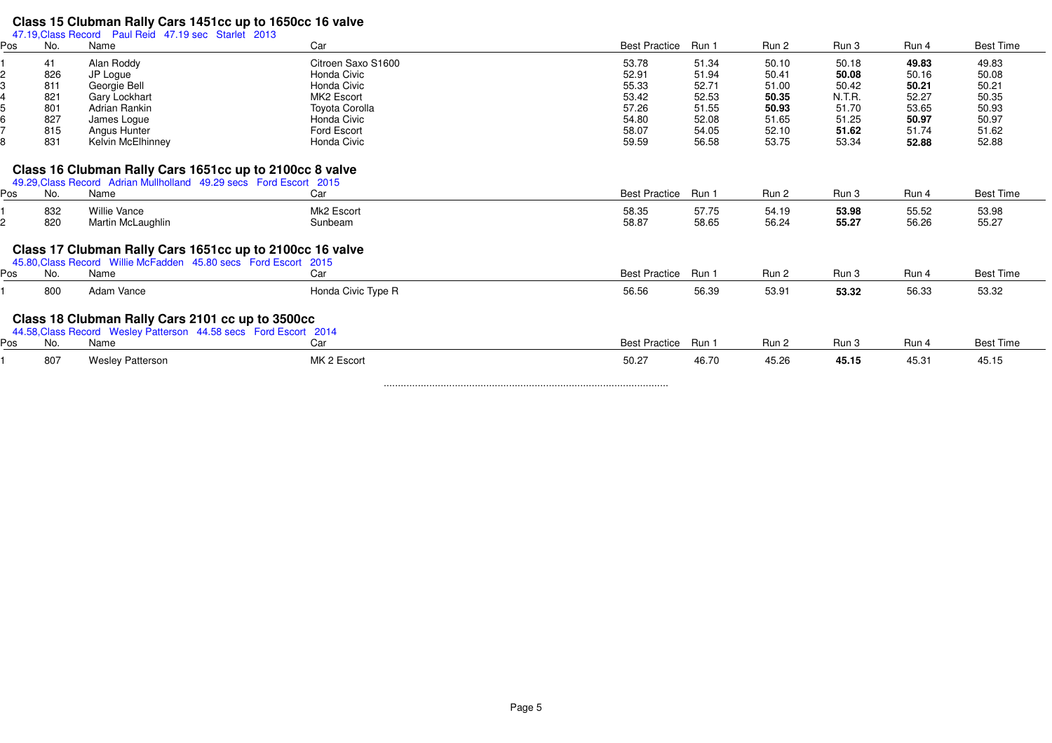## Class 15 Clubman Rally Cars 1451cc up to 1650cc 16 valve

47.19,Class Record  Paul Reid  47.19 sec  Starlet  2013

| Pos | No. | Name | Car | Best Practice | Run 1 | Run 2 | Run 3 | Run 4 | Best Time |
|---|---|---|---|---|---|---|---|---|---|
| 1 | 41 | Alan Roddy | Citroen Saxo S1600 | 53.78 | 51.34 | 50.10 | 50.18 | **49.83** | 49.83 |
| 2 | 826 | JP Logue | Honda Civic | 52.91 | 51.94 | 50.41 | **50.08** | 50.16 | 50.08 |
| 3 | 811 | Georgie Bell | Honda Civic | 55.33 | 52.71 | 51.00 | 50.42 | **50.21** | 50.21 |
| 4 | 821 | Gary Lockhart | MK2 Escort | 53.42 | 52.53 | **50.35** | N.T.R. | 52.27 | 50.35 |
| 5 | 801 | Adrian Rankin | Toyota Corolla | 57.26 | 51.55 | **50.93** | 51.70 | 53.65 | 50.93 |
| 6 | 827 | James Logue | Honda Civic | 54.80 | 52.08 | 51.65 | 51.25 | **50.97** | 50.97 |
| 7 | 815 | Angus Hunter | Ford Escort | 58.07 | 54.05 | 52.10 | **51.62** | 51.74 | 51.62 |
| 8 | 831 | Kelvin McElhinney | Honda Civic | 59.59 | 56.58 | 53.75 | 53.34 | **52.88** | 52.88 |

## Class 16 Clubman Rally Cars 1651cc up to 2100cc 8 valve

49.29,Class Record  Adrian Mullholland  49.29 secs  Ford Escort  2015

| Pos | No. | Name | Car | Best Practice | Run 1 | Run 2 | Run 3 | Run 4 | Best Time |
|---|---|---|---|---|---|---|---|---|---|
| 1 | 832 | Willie Vance | Mk2 Escort | 58.35 | 57.75 | 54.19 | **53.98** | 55.52 | 53.98 |
| 2 | 820 | Martin McLaughlin | Sunbeam | 58.87 | 58.65 | 56.24 | **55.27** | 56.26 | 55.27 |

## Class 17 Clubman Rally Cars 1651cc up to 2100cc 16 valve

45.80,Class Record  Willie McFadden  45.80 secs  Ford Escort  2015

| Pos | No. | Name | Car | Best Practice | Run 1 | Run 2 | Run 3 | Run 4 | Best Time |
|---|---|---|---|---|---|---|---|---|---|
| 1 | 800 | Adam Vance | Honda Civic Type R | 56.56 | 56.39 | 53.91 | **53.32** | 56.33 | 53.32 |

## Class 18 Clubman Rally Cars 2101 cc up to 3500cc

44.58,Class Record  Wesley Patterson  44.58 secs  Ford Escort  2014

| Pos | No. | Name | Car | Best Practice | Run 1 | Run 2 | Run 3 | Run 4 | Best Time |
|---|---|---|---|---|---|---|---|---|---|
| 1 | 807 | Wesley Patterson | MK 2 Escort | 50.27 | 46.70 | 45.26 | **45.15** | 45.31 | 45.15 |

..................................................................................................